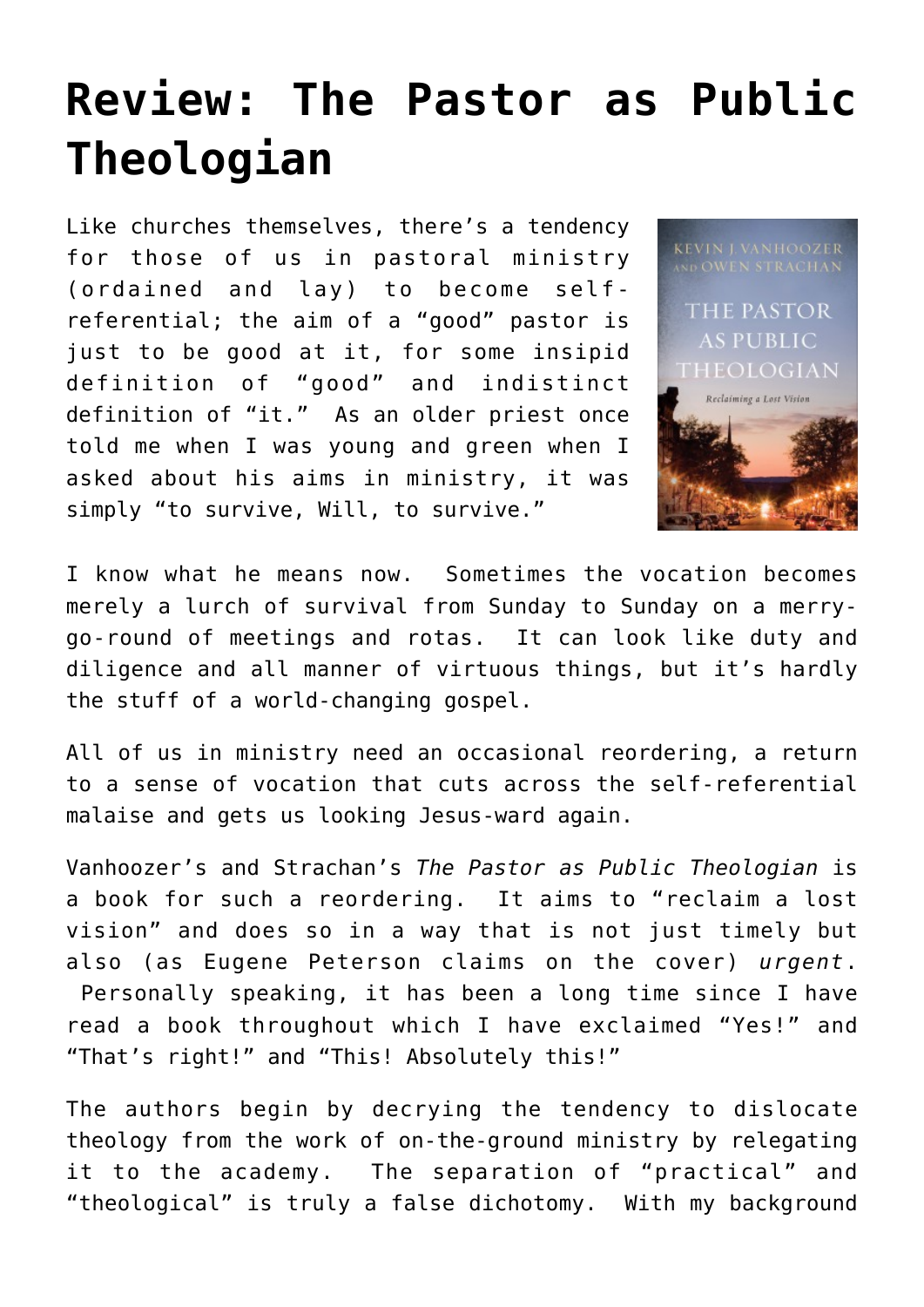# Review: The Pastor as Public Theologian

Like churches themselves, there's a tendency for those of us in pastoral ministry (ordained and lay) to become self-referential; the aim of a "good" pastor is just to be good at it, for some insipid definition of "good" and indistinct definition of "it." As an older priest once told me when I was young and green when I asked about his aims in ministry, it was simply "to survive, Will, to survive."

I know what he means now. Sometimes the vocation becomes merely a lurch of survival from Sunday to Sunday on a merry-go-round of meetings and rotas. It can look like duty and diligence and all manner of virtuous things, but it's hardly the stuff of a world-changing gospel.

All of us in ministry need an occasional reordering, a return to a sense of vocation that cuts across the self-referential malaise and gets us looking Jesus-ward again.

Vanhoozer's and Strachan's *The Pastor as Public Theologian* is a book for such a reordering. It aims to "reclaim a lost vision" and does so in a way that is not just timely but also (as Eugene Peterson claims on the cover) *urgent*. Personally speaking, it has been a long time since I have read a book throughout which I have exclaimed "Yes!" and "That's right!" and "This! Absolutely this!"

The authors begin by decrying the tendency to dislocate theology from the work of on-the-ground ministry by relegating it to the academy. The separation of "practical" and "theological" is truly a false dichotomy. With my background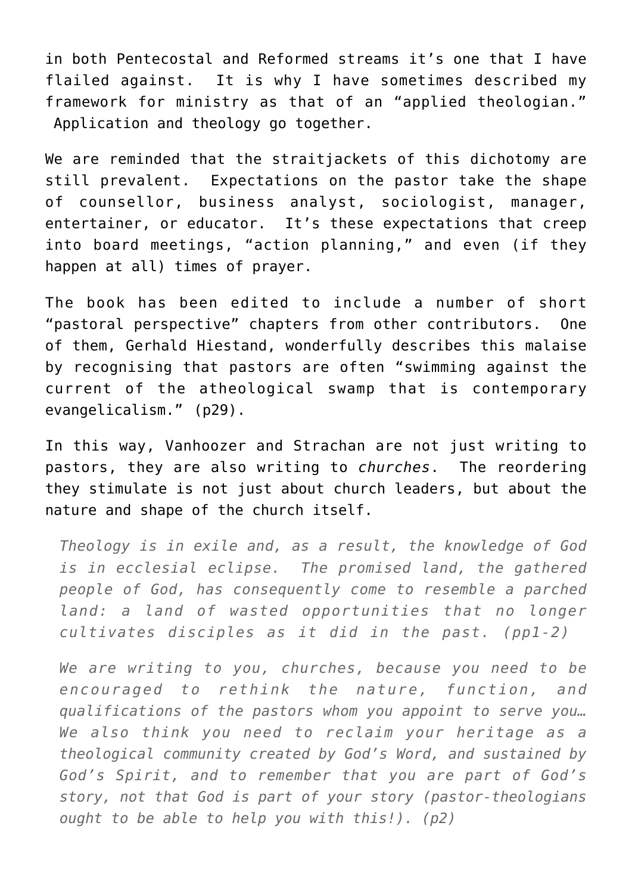in both Pentecostal and Reformed streams it's one that I have flailed against. It is why I have sometimes described my framework for ministry as that of an "applied theologian." Application and theology go together.

We are reminded that the straitjackets of this dichotomy are still prevalent. Expectations on the pastor take the shape of counsellor, business analyst, sociologist, manager, entertainer, or educator. It's these expectations that creep into board meetings, "action planning," and even (if they happen at all) times of prayer.

The book has been edited to include a number of short "pastoral perspective" chapters from other contributors. One of them, Gerhald Hiestand, wonderfully describes this malaise by recognising that pastors are often "swimming against the current of the atheological swamp that is contemporary evangelicalism." (p29).

In this way, Vanhoozer and Strachan are not just writing to pastors, they are also writing to *churches*. The reordering they stimulate is not just about church leaders, but about the nature and shape of the church itself.

> *Theology is in exile and, as a result, the knowledge of God is in ecclesial eclipse. The promised land, the gathered people of God, has consequently come to resemble a parched land: a land of wasted opportunities that no longer cultivates disciples as it did in the past. (pp1-2)*

> *We are writing to you, churches, because you need to be encouraged to rethink the nature, function, and qualifications of the pastors whom you appoint to serve you… We also think you need to reclaim your heritage as a theological community created by God's Word, and sustained by God's Spirit, and to remember that you are part of God's story, not that God is part of your story (pastor-theologians ought to be able to help you with this!). (p2)*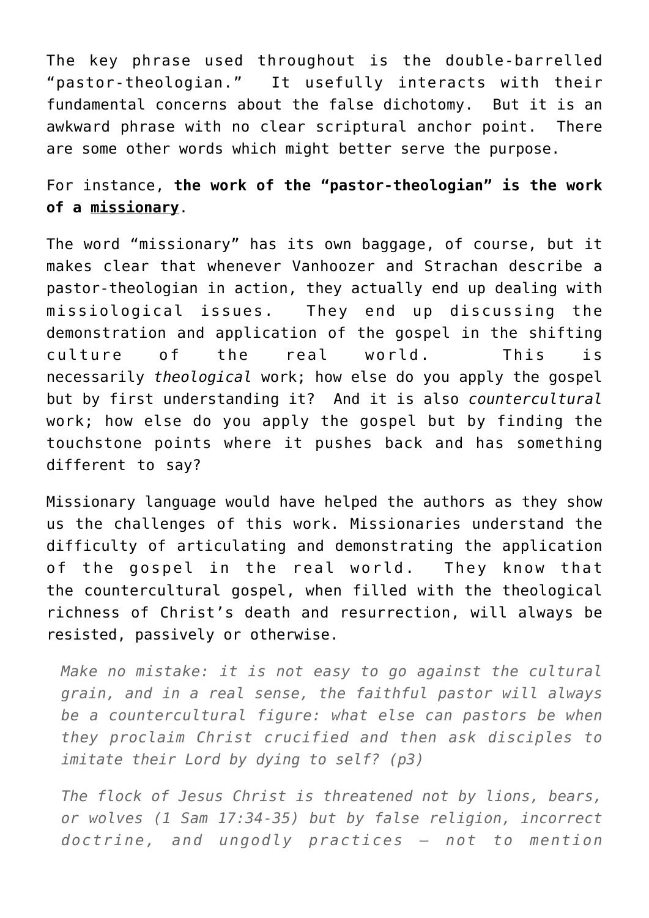The key phrase used throughout is the double-barrelled "pastor-theologian." It usefully interacts with their fundamental concerns about the false dichotomy. But it is an awkward phrase with no clear scriptural anchor point. There are some other words which might better serve the purpose.

For instance, **the work of the "pastor-theologian" is the work of a <u>missionary</u>**.

The word "missionary" has its own baggage, of course, but it makes clear that whenever Vanhoozer and Strachan describe a pastor-theologian in action, they actually end up dealing with missiological issues. They end up discussing the demonstration and application of the gospel in the shifting culture of the real world. This is necessarily *theological* work; how else do you apply the gospel but by first understanding it? And it is also *countercultural* work; how else do you apply the gospel but by finding the touchstone points where it pushes back and has something different to say?

Missionary language would have helped the authors as they show us the challenges of this work. Missionaries understand the difficulty of articulating and demonstrating the application of the gospel in the real world. They know that the countercultural gospel, when filled with the theological richness of Christ's death and resurrection, will always be resisted, passively or otherwise.

> *Make no mistake: it is not easy to go against the cultural grain, and in a real sense, the faithful pastor will always be a countercultural figure: what else can pastors be when they proclaim Christ crucified and then ask disciples to imitate their Lord by dying to self? (p3)*

> *The flock of Jesus Christ is threatened not by lions, bears, or wolves (1 Sam 17:34-35) but by false religion, incorrect doctrine, and ungodly practices – not to mention*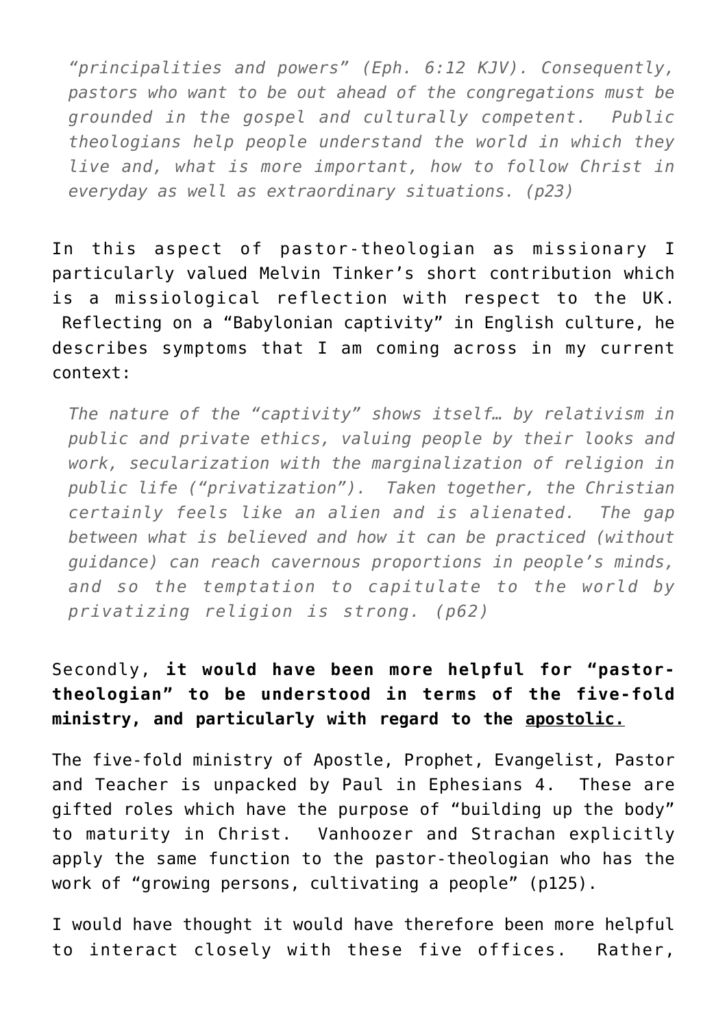> *"principalities and powers" (Eph. 6:12 KJV). Consequently, pastors who want to be out ahead of the congregations must be grounded in the gospel and culturally competent. Public theologians help people understand the world in which they live and, what is more important, how to follow Christ in everyday as well as extraordinary situations. (p23)*

In this aspect of pastor-theologian as missionary I particularly valued Melvin Tinker's short contribution which is a missiological reflection with respect to the UK. Reflecting on a "Babylonian captivity" in English culture, he describes symptoms that I am coming across in my current context:

> *The nature of the "captivity" shows itself… by relativism in public and private ethics, valuing people by their looks and work, secularization with the marginalization of religion in public life ("privatization"). Taken together, the Christian certainly feels like an alien and is alienated. The gap between what is believed and how it can be practiced (without guidance) can reach cavernous proportions in people's minds, and so the temptation to capitulate to the world by privatizing religion is strong. (p62)*

Secondly, **it would have been more helpful for "pastor-theologian" to be understood in terms of the five-fold ministry, and particularly with regard to the <u>apostolic.</u>**

The five-fold ministry of Apostle, Prophet, Evangelist, Pastor and Teacher is unpacked by Paul in Ephesians 4. These are gifted roles which have the purpose of "building up the body" to maturity in Christ. Vanhoozer and Strachan explicitly apply the same function to the pastor-theologian who has the work of "growing persons, cultivating a people" (p125).

I would have thought it would have therefore been more helpful to interact closely with these five offices. Rather,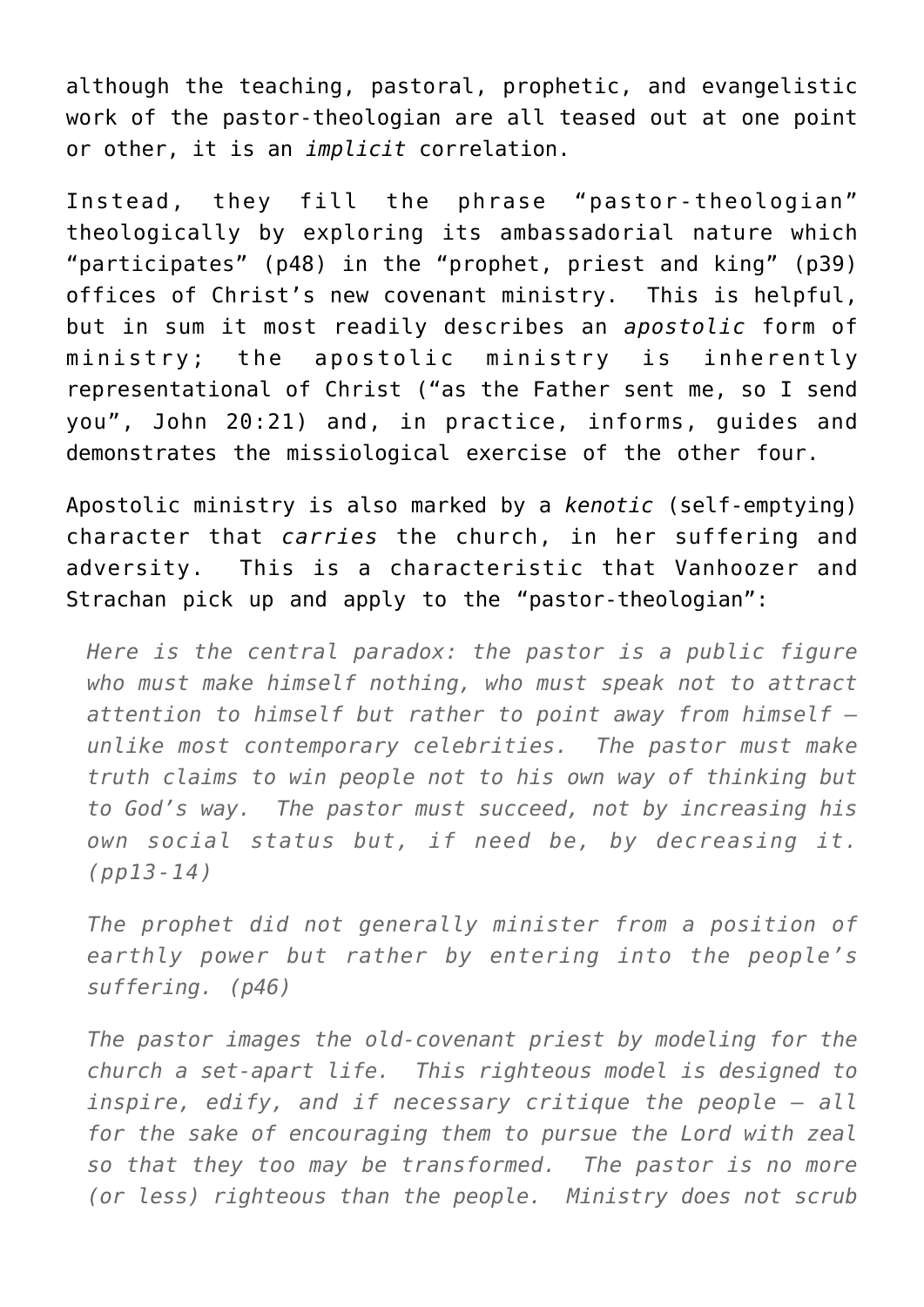although the teaching, pastoral, prophetic, and evangelistic work of the pastor-theologian are all teased out at one point or other, it is an *implicit* correlation.

Instead, they fill the phrase "pastor-theologian" theologically by exploring its ambassadorial nature which "participates" (p48) in the "prophet, priest and king" (p39) offices of Christ's new covenant ministry. This is helpful, but in sum it most readily describes an *apostolic* form of ministry; the apostolic ministry is inherently representational of Christ ("as the Father sent me, so I send you", John 20:21) and, in practice, informs, guides and demonstrates the missiological exercise of the other four.

Apostolic ministry is also marked by a *kenotic* (self-emptying) character that *carries* the church, in her suffering and adversity. This is a characteristic that Vanhoozer and Strachan pick up and apply to the "pastor-theologian":

> *Here is the central paradox: the pastor is a public figure who must make himself nothing, who must speak not to attract attention to himself but rather to point away from himself – unlike most contemporary celebrities. The pastor must make truth claims to win people not to his own way of thinking but to God's way. The pastor must succeed, not by increasing his own social status but, if need be, by decreasing it. (pp13-14)*

> *The prophet did not generally minister from a position of earthly power but rather by entering into the people's suffering. (p46)*

> *The pastor images the old-covenant priest by modeling for the church a set-apart life. This righteous model is designed to inspire, edify, and if necessary critique the people – all for the sake of encouraging them to pursue the Lord with zeal so that they too may be transformed. The pastor is no more (or less) righteous than the people. Ministry does not scrub*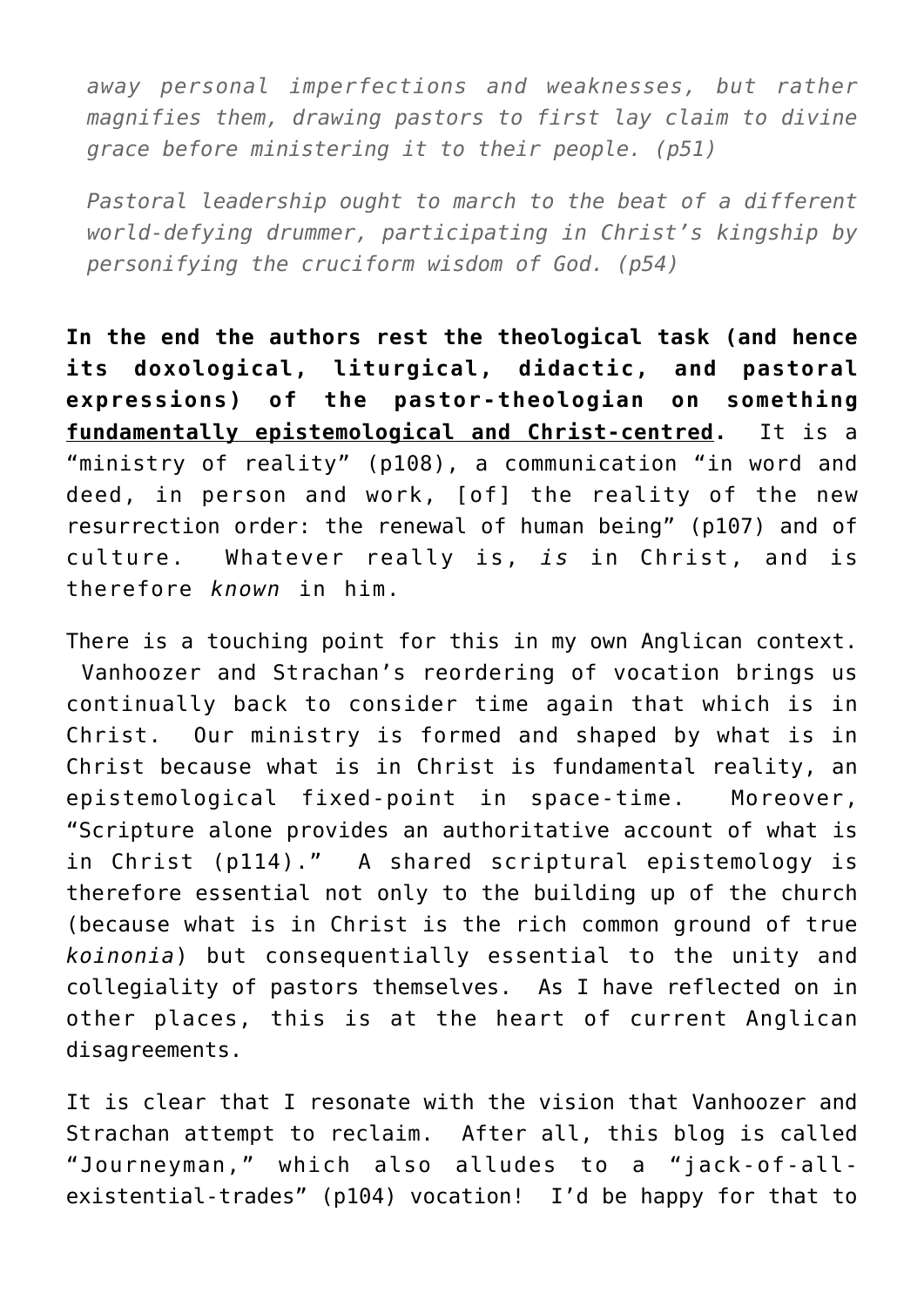*away personal imperfections and weaknesses, but rather magnifies them, drawing pastors to first lay claim to divine grace before ministering it to their people. (p51)*

*Pastoral leadership ought to march to the beat of a different world-defying drummer, participating in Christ's kingship by personifying the cruciform wisdom of God. (p54)*

**In the end the authors rest the theological task (and hence its doxological, liturgical, didactic, and pastoral expressions) of the pastor-theologian on something fundamentally epistemological and Christ-centred.** It is a "ministry of reality" (p108), a communication "in word and deed, in person and work, [of] the reality of the new resurrection order: the renewal of human being" (p107) and of culture. Whatever really is, *is* in Christ, and is therefore *known* in him.

There is a touching point for this in my own Anglican context. Vanhoozer and Strachan's reordering of vocation brings us continually back to consider time again that which is in Christ. Our ministry is formed and shaped by what is in Christ because what is in Christ is fundamental reality, an epistemological fixed-point in space-time. Moreover, "Scripture alone provides an authoritative account of what is in Christ (p114)." A shared scriptural epistemology is therefore essential not only to the building up of the church (because what is in Christ is the rich common ground of true *koinonia*) but consequentially essential to the unity and collegiality of pastors themselves. As I have reflected on in other places, this is at the heart of current Anglican disagreements.

It is clear that I resonate with the vision that Vanhoozer and Strachan attempt to reclaim. After all, this blog is called "Journeyman," which also alludes to a "jack-of-all-existential-trades" (p104) vocation! I'd be happy for that to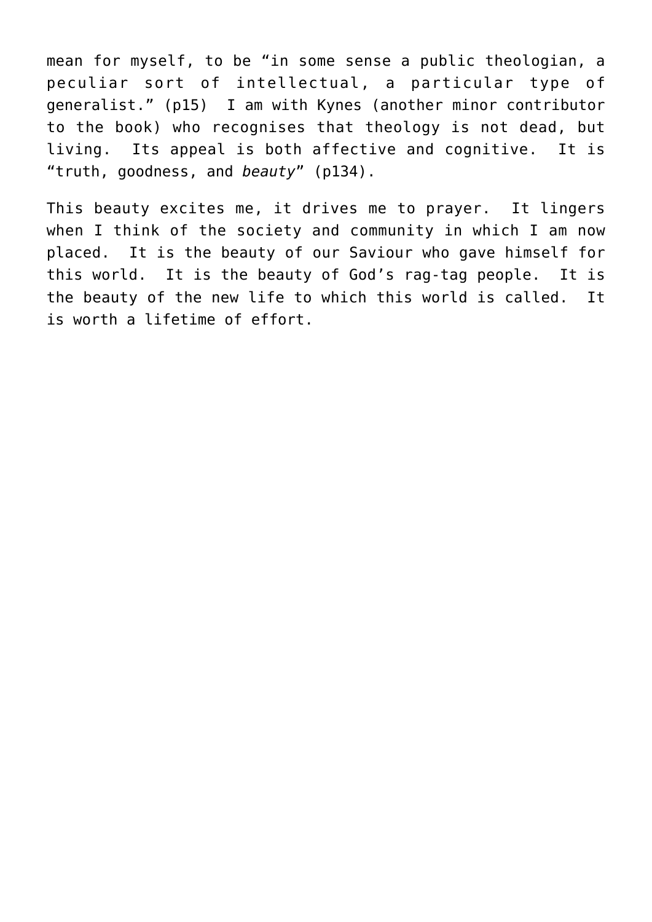mean for myself, to be "in some sense a public theologian, a peculiar sort of intellectual, a particular type of generalist." (p15) I am with Kynes (another minor contributor to the book) who recognises that theology is not dead, but living. Its appeal is both affective and cognitive. It is "truth, goodness, and *beauty*" (p134).

This beauty excites me, it drives me to prayer. It lingers when I think of the society and community in which I am now placed. It is the beauty of our Saviour who gave himself for this world. It is the beauty of God's rag-tag people. It is the beauty of the new life to which this world is called. It is worth a lifetime of effort.